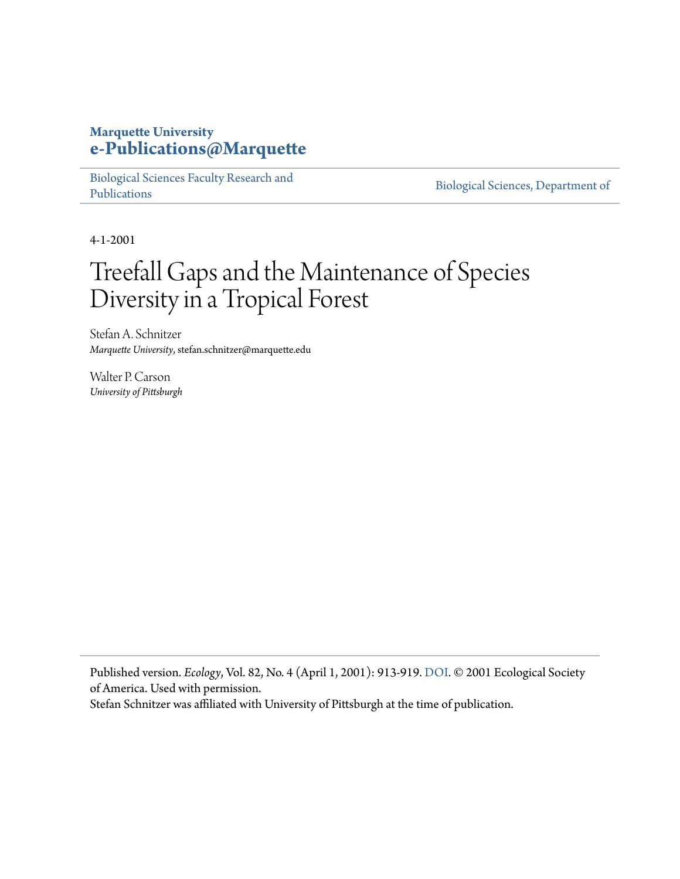**Marquette University**
**e-Publications@Marquette**

Biological Sciences Faculty Research and Publications | Biological Sciences, Department of

4-1-2001

# Treefall Gaps and the Maintenance of Species Diversity in a Tropical Forest

Stefan A. Schnitzer
*Marquette University*, stefan.schnitzer@marquette.edu

Walter P. Carson
*University of Pittsburgh*

Published version. *Ecology*, Vol. 82, No. 4 (April 1, 2001): 913-919. DOI. © 2001 Ecological Society of America. Used with permission.
Stefan Schnitzer was affiliated with University of Pittsburgh at the time of publication.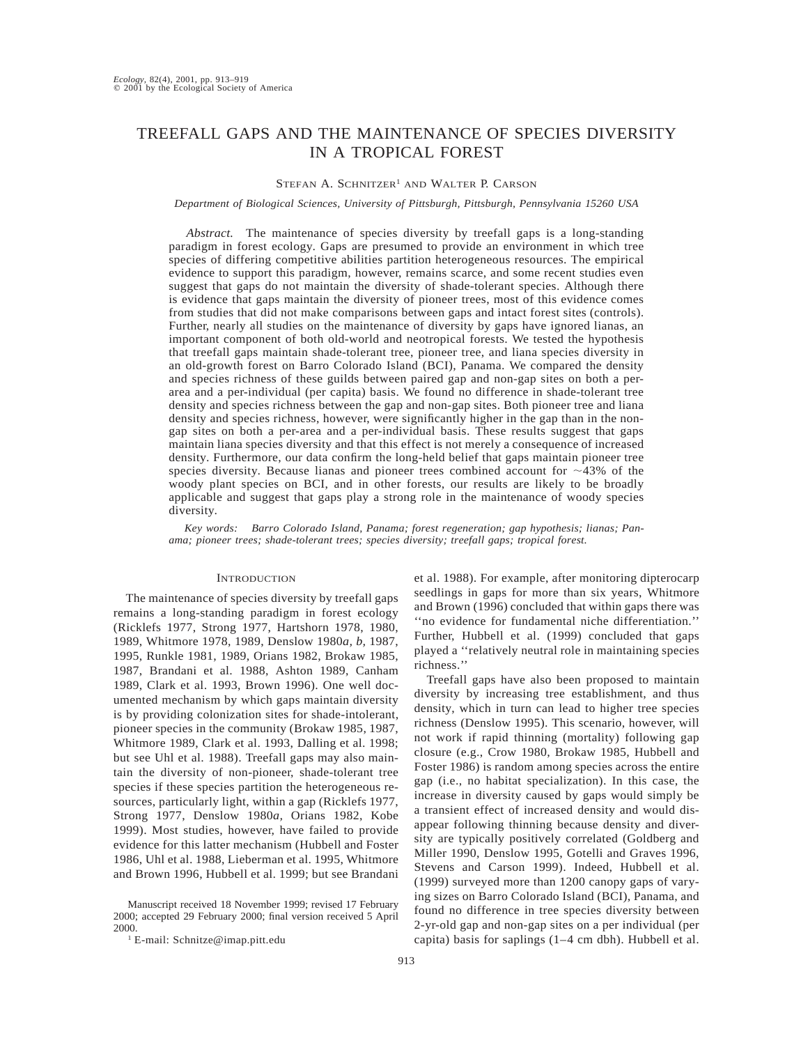# TREEFALL GAPS AND THE MAINTENANCE OF SPECIES DIVERSITY IN A TROPICAL FOREST

Stefan A. Schnitzer[1] and Walter P. Carson

*Department of Biological Sciences, University of Pittsburgh, Pittsburgh, Pennsylvania 15260 USA*

*Abstract.* The maintenance of species diversity by treefall gaps is a long-standing paradigm in forest ecology. Gaps are presumed to provide an environment in which tree species of differing competitive abilities partition heterogeneous resources. The empirical evidence to support this paradigm, however, remains scarce, and some recent studies even suggest that gaps do not maintain the diversity of shade-tolerant species. Although there is evidence that gaps maintain the diversity of pioneer trees, most of this evidence comes from studies that did not make comparisons between gaps and intact forest sites (controls). Further, nearly all studies on the maintenance of diversity by gaps have ignored lianas, an important component of both old-world and neotropical forests. We tested the hypothesis that treefall gaps maintain shade-tolerant tree, pioneer tree, and liana species diversity in an old-growth forest on Barro Colorado Island (BCI), Panama. We compared the density and species richness of these guilds between paired gap and non-gap sites on both a per-area and a per-individual (per capita) basis. We found no difference in shade-tolerant tree density and species richness between the gap and non-gap sites. Both pioneer tree and liana density and species richness, however, were significantly higher in the gap than in the non-gap sites on both a per-area and a per-individual basis. These results suggest that gaps maintain liana species diversity and that this effect is not merely a consequence of increased density. Furthermore, our data confirm the long-held belief that gaps maintain pioneer tree species diversity. Because lianas and pioneer trees combined account for ~43% of the woody plant species on BCI, and in other forests, our results are likely to be broadly applicable and suggest that gaps play a strong role in the maintenance of woody species diversity.

*Key words: Barro Colorado Island, Panama; forest regeneration; gap hypothesis; lianas; Panama; pioneer trees; shade-tolerant trees; species diversity; treefall gaps; tropical forest.*

## Introduction

The maintenance of species diversity by treefall gaps remains a long-standing paradigm in forest ecology (Ricklefs 1977, Strong 1977, Hartshorn 1978, 1980, 1989, Whitmore 1978, 1989, Denslow 1980*a*, *b*, 1987, 1995, Runkle 1981, 1989, Orians 1982, Brokaw 1985, 1987, Brandani et al. 1988, Ashton 1989, Canham 1989, Clark et al. 1993, Brown 1996). One well documented mechanism by which gaps maintain diversity is by providing colonization sites for shade-intolerant, pioneer species in the community (Brokaw 1985, 1987, Whitmore 1989, Clark et al. 1993, Dalling et al. 1998; but see Uhl et al. 1988). Treefall gaps may also maintain the diversity of non-pioneer, shade-tolerant tree species if these species partition the heterogeneous resources, particularly light, within a gap (Ricklefs 1977, Strong 1977, Denslow 1980*a*, Orians 1982, Kobe 1999). Most studies, however, have failed to provide evidence for this latter mechanism (Hubbell and Foster 1986, Uhl et al. 1988, Lieberman et al. 1995, Whitmore and Brown 1996, Hubbell et al. 1999; but see Brandani et al. 1988). For example, after monitoring dipterocarp seedlings in gaps for more than six years, Whitmore and Brown (1996) concluded that within gaps there was "no evidence for fundamental niche differentiation." Further, Hubbell et al. (1999) concluded that gaps played a "relatively neutral role in maintaining species richness."

Treefall gaps have also been proposed to maintain diversity by increasing tree establishment, and thus density, which in turn can lead to higher tree species richness (Denslow 1995). This scenario, however, will not work if rapid thinning (mortality) following gap closure (e.g., Crow 1980, Brokaw 1985, Hubbell and Foster 1986) is random among species across the entire gap (i.e., no habitat specialization). In this case, the increase in diversity caused by gaps would simply be a transient effect of increased density and would disappear following thinning because density and diversity are typically positively correlated (Goldberg and Miller 1990, Denslow 1995, Gotelli and Graves 1996, Stevens and Carson 1999). Indeed, Hubbell et al. (1999) surveyed more than 1200 canopy gaps of varying sizes on Barro Colorado Island (BCI), Panama, and found no difference in tree species diversity between 2-yr-old gap and non-gap sites on a per individual (per capita) basis for saplings (1–4 cm dbh). Hubbell et al.

Manuscript received 18 November 1999; revised 17 February 2000; accepted 29 February 2000; final version received 5 April 2000.

[1] E-mail: Schnitze@imap.pitt.edu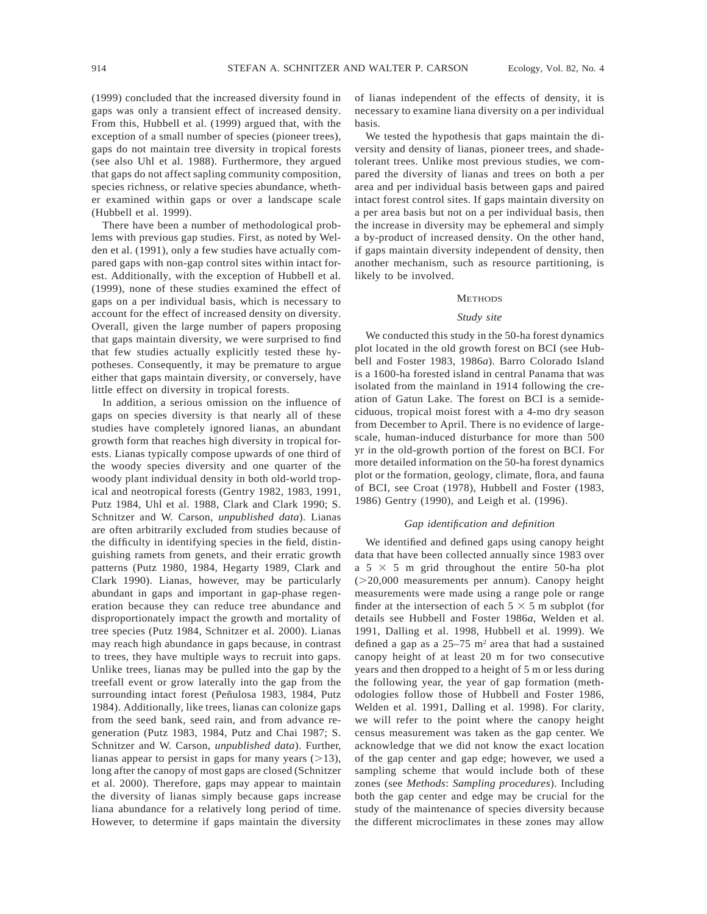(1999) concluded that the increased diversity found in gaps was only a transient effect of increased density. From this, Hubbell et al. (1999) argued that, with the exception of a small number of species (pioneer trees), gaps do not maintain tree diversity in tropical forests (see also Uhl et al. 1988). Furthermore, they argued that gaps do not affect sapling community composition, species richness, or relative species abundance, whether examined within gaps or over a landscape scale (Hubbell et al. 1999).

There have been a number of methodological problems with previous gap studies. First, as noted by Welden et al. (1991), only a few studies have actually compared gaps with non-gap control sites within intact forest. Additionally, with the exception of Hubbell et al. (1999), none of these studies examined the effect of gaps on a per individual basis, which is necessary to account for the effect of increased density on diversity. Overall, given the large number of papers proposing that gaps maintain diversity, we were surprised to find that few studies actually explicitly tested these hypotheses. Consequently, it may be premature to argue either that gaps maintain diversity, or conversely, have little effect on diversity in tropical forests.

In addition, a serious omission on the influence of gaps on species diversity is that nearly all of these studies have completely ignored lianas, an abundant growth form that reaches high diversity in tropical forests. Lianas typically compose upwards of one third of the woody species diversity and one quarter of the woody plant individual density in both old-world tropical and neotropical forests (Gentry 1982, 1983, 1991, Putz 1984, Uhl et al. 1988, Clark and Clark 1990; S. Schnitzer and W. Carson, *unpublished data*). Lianas are often arbitrarily excluded from studies because of the difficulty in identifying species in the field, distinguishing ramets from genets, and their erratic growth patterns (Putz 1980, 1984, Hegarty 1989, Clark and Clark 1990). Lianas, however, may be particularly abundant in gaps and important in gap-phase regeneration because they can reduce tree abundance and disproportionately impact the growth and mortality of tree species (Putz 1984, Schnitzer et al. 2000). Lianas may reach high abundance in gaps because, in contrast to trees, they have multiple ways to recruit into gaps. Unlike trees, lianas may be pulled into the gap by the treefall event or grow laterally into the gap from the surrounding intact forest (Peñulosa 1983, 1984, Putz 1984). Additionally, like trees, lianas can colonize gaps from the seed bank, seed rain, and from advance regeneration (Putz 1983, 1984, Putz and Chai 1987; S. Schnitzer and W. Carson, *unpublished data*). Further, lianas appear to persist in gaps for many years (>13), long after the canopy of most gaps are closed (Schnitzer et al. 2000). Therefore, gaps may appear to maintain the diversity of lianas simply because gaps increase liana abundance for a relatively long period of time. However, to determine if gaps maintain the diversity of lianas independent of the effects of density, it is necessary to examine liana diversity on a per individual basis.

We tested the hypothesis that gaps maintain the diversity and density of lianas, pioneer trees, and shade-tolerant trees. Unlike most previous studies, we compared the diversity of lianas and trees on both a per area and per individual basis between gaps and paired intact forest control sites. If gaps maintain diversity on a per area basis but not on a per individual basis, then the increase in diversity may be ephemeral and simply a by-product of increased density. On the other hand, if gaps maintain diversity independent of density, then another mechanism, such as resource partitioning, is likely to be involved.

## Methods

### *Study site*

We conducted this study in the 50-ha forest dynamics plot located in the old growth forest on BCI (see Hubbell and Foster 1983, 1986*a*). Barro Colorado Island is a 1600-ha forested island in central Panama that was isolated from the mainland in 1914 following the creation of Gatun Lake. The forest on BCI is a semideciduous, tropical moist forest with a 4-mo dry season from December to April. There is no evidence of large-scale, human-induced disturbance for more than 500 yr in the old-growth portion of the forest on BCI. For more detailed information on the 50-ha forest dynamics plot or the formation, geology, climate, flora, and fauna of BCI, see Croat (1978), Hubbell and Foster (1983, 1986) Gentry (1990), and Leigh et al. (1996).

### *Gap identification and definition*

We identified and defined gaps using canopy height data that have been collected annually since 1983 over a $5 \times 5$ m grid throughout the entire 50-ha plot (>20,000 measurements per annum). Canopy height measurements were made using a range pole or range finder at the intersection of each $5 \times 5$ m subplot (for details see Hubbell and Foster 1986*a*, Welden et al. 1991, Dalling et al. 1998, Hubbell et al. 1999). We defined a gap as a 25–75 $m^2$ area that had a sustained canopy height of at least 20 m for two consecutive years and then dropped to a height of 5 m or less during the following year, the year of gap formation (methodologies follow those of Hubbell and Foster 1986, Welden et al. 1991, Dalling et al. 1998). For clarity, we will refer to the point where the canopy height census measurement was taken as the gap center. We acknowledge that we did not know the exact location of the gap center and gap edge; however, we used a sampling scheme that would include both of these zones (see *Methods*: *Sampling procedures*). Including both the gap center and edge may be crucial for the study of the maintenance of species diversity because the different microclimates in these zones may allow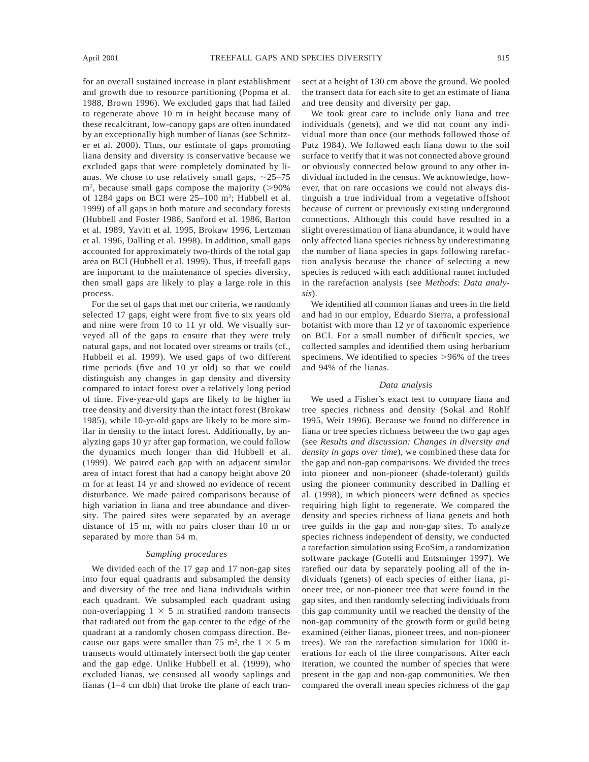for an overall sustained increase in plant establishment and growth due to resource partitioning (Popma et al. 1988, Brown 1996). We excluded gaps that had failed to regenerate above 10 m in height because many of these recalcitrant, low-canopy gaps are often inundated by an exceptionally high number of lianas (see Schnitzer et al. 2000). Thus, our estimate of gaps promoting liana density and diversity is conservative because we excluded gaps that were completely dominated by lianas. We chose to use relatively small gaps, ~25–75 m$^2$, because small gaps compose the majority (>90% of 1284 gaps on BCI were 25–100 m$^2$; Hubbell et al. 1999) of all gaps in both mature and secondary forests (Hubbell and Foster 1986, Sanford et al. 1986, Barton et al. 1989, Yavitt et al. 1995, Brokaw 1996, Lertzman et al. 1996, Dalling et al. 1998). In addition, small gaps accounted for approximately two-thirds of the total gap area on BCI (Hubbell et al. 1999). Thus, if treefall gaps are important to the maintenance of species diversity, then small gaps are likely to play a large role in this process.

For the set of gaps that met our criteria, we randomly selected 17 gaps, eight were from five to six years old and nine were from 10 to 11 yr old. We visually surveyed all of the gaps to ensure that they were truly natural gaps, and not located over streams or trails (cf., Hubbell et al. 1999). We used gaps of two different time periods (five and 10 yr old) so that we could distinguish any changes in gap density and diversity compared to intact forest over a relatively long period of time. Five-year-old gaps are likely to be higher in tree density and diversity than the intact forest (Brokaw 1985), while 10-yr-old gaps are likely to be more similar in density to the intact forest. Additionally, by analyzing gaps 10 yr after gap formation, we could follow the dynamics much longer than did Hubbell et al. (1999). We paired each gap with an adjacent similar area of intact forest that had a canopy height above 20 m for at least 14 yr and showed no evidence of recent disturbance. We made paired comparisons because of high variation in liana and tree abundance and diversity. The paired sites were separated by an average distance of 15 m, with no pairs closer than 10 m or separated by more than 54 m.

### *Sampling procedures*

We divided each of the 17 gap and 17 non-gap sites into four equal quadrants and subsampled the density and diversity of the tree and liana individuals within each quadrant. We subsampled each quadrant using non-overlapping 1 × 5 m stratified random transects that radiated out from the gap center to the edge of the quadrant at a randomly chosen compass direction. Because our gaps were smaller than 75 m$^2$, the 1 × 5 m transects would ultimately intersect both the gap center and the gap edge. Unlike Hubbell et al. (1999), who excluded lianas, we censused all woody saplings and lianas (1–4 cm dbh) that broke the plane of each transect at a height of 130 cm above the ground. We pooled the transect data for each site to get an estimate of liana and tree density and diversity per gap.

We took great care to include only liana and tree individuals (genets), and we did not count any individual more than once (our methods followed those of Putz 1984). We followed each liana down to the soil surface to verify that it was not connected above ground or obviously connected below ground to any other individual included in the census. We acknowledge, however, that on rare occasions we could not always distinguish a true individual from a vegetative offshoot because of current or previously existing underground connections. Although this could have resulted in a slight overestimation of liana abundance, it would have only affected liana species richness by underestimating the number of liana species in gaps following rarefaction analysis because the chance of selecting a new species is reduced with each additional ramet included in the rarefaction analysis (see *Methods*: *Data analysis*).

We identified all common lianas and trees in the field and had in our employ, Eduardo Sierra, a professional botanist with more than 12 yr of taxonomic experience on BCI. For a small number of difficult species, we collected samples and identified them using herbarium specimens. We identified to species >96% of the trees and 94% of the lianas.

### *Data analysis*

We used a Fisher's exact test to compare liana and tree species richness and density (Sokal and Rohlf 1995, Weir 1996). Because we found no difference in liana or tree species richness between the two gap ages (see *Results and discussion: Changes in diversity and density in gaps over time*), we combined these data for the gap and non-gap comparisons. We divided the trees into pioneer and non-pioneer (shade-tolerant) guilds using the pioneer community described in Dalling et al. (1998), in which pioneers were defined as species requiring high light to regenerate. We compared the density and species richness of liana genets and both tree guilds in the gap and non-gap sites. To analyze species richness independent of density, we conducted a rarefaction simulation using EcoSim, a randomization software package (Gotelli and Entsminger 1997). We rarefied our data by separately pooling all of the individuals (genets) of each species of either liana, pioneer tree, or non-pioneer tree that were found in the gap sites, and then randomly selecting individuals from this gap community until we reached the density of the non-gap community of the growth form or guild being examined (either lianas, pioneer trees, and non-pioneer trees). We ran the rarefaction simulation for 1000 iterations for each of the three comparisons. After each iteration, we counted the number of species that were present in the gap and non-gap communities. We then compared the overall mean species richness of the gap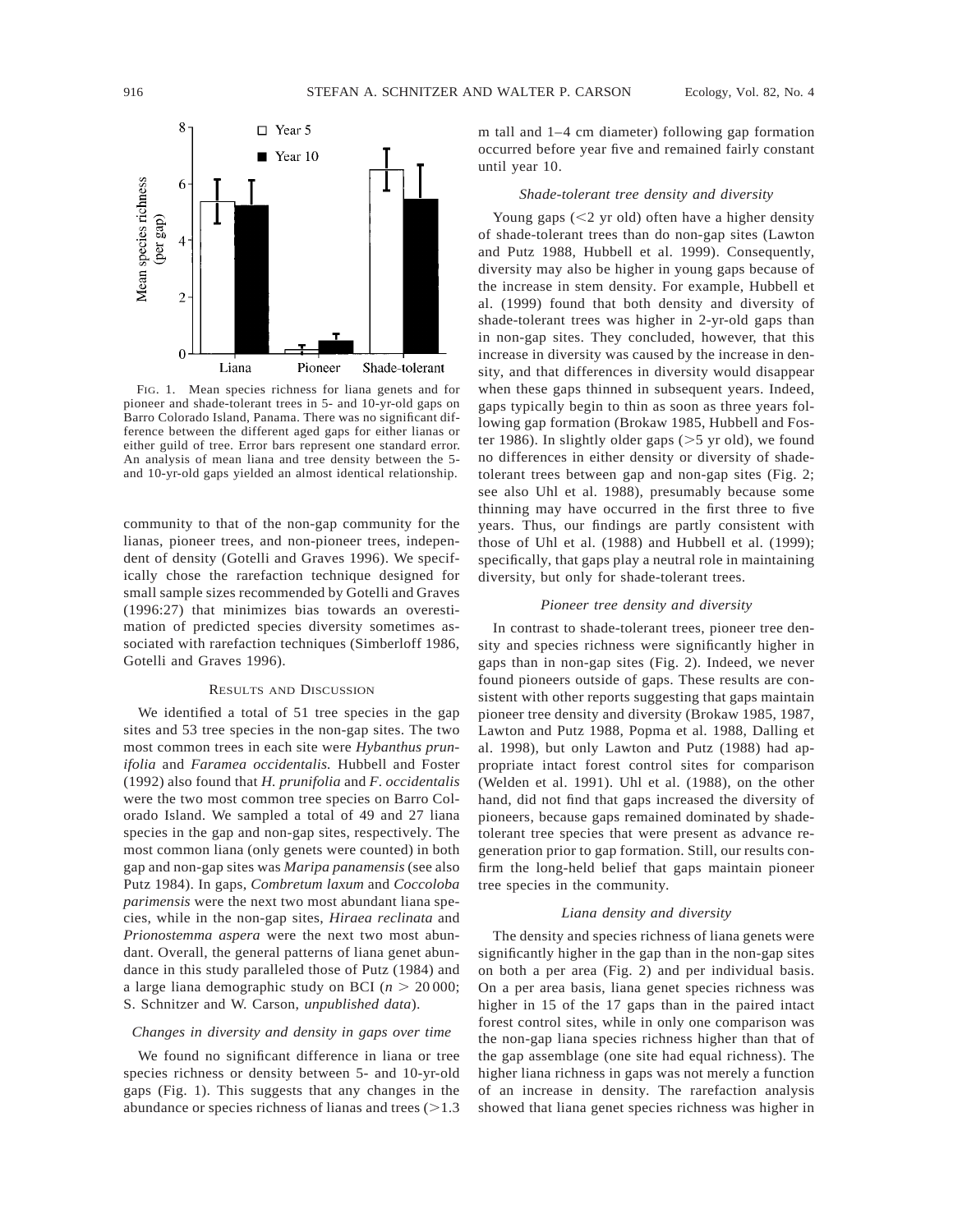FIG. 1. Mean species richness for liana genets and for pioneer and shade-tolerant trees in 5- and 10-yr-old gaps on Barro Colorado Island, Panama. There was no significant difference between the different aged gaps for either lianas or either guild of tree. Error bars represent one standard error. An analysis of mean liana and tree density between the 5- and 10-yr-old gaps yielded an almost identical relationship.

community to that of the non-gap community for the lianas, pioneer trees, and non-pioneer trees, independent of density (Gotelli and Graves 1996). We specifically chose the rarefaction technique designed for small sample sizes recommended by Gotelli and Graves (1996:27) that minimizes bias towards an overestimation of predicted species diversity sometimes associated with rarefaction techniques (Simberloff 1986, Gotelli and Graves 1996).

## RESULTS AND DISCUSSION

We identified a total of 51 tree species in the gap sites and 53 tree species in the non-gap sites. The two most common trees in each site were *Hybanthus prunifolia* and *Faramea occidentalis.* Hubbell and Foster (1992) also found that *H. prunifolia* and *F. occidentalis* were the two most common tree species on Barro Colorado Island. We sampled a total of 49 and 27 liana species in the gap and non-gap sites, respectively. The most common liana (only genets were counted) in both gap and non-gap sites was *Maripa panamensis* (see also Putz 1984). In gaps, *Combretum laxum* and *Coccoloba parimensis* were the next two most abundant liana species, while in the non-gap sites, *Hiraea reclinata* and *Prionostemma aspera* were the next two most abundant. Overall, the general patterns of liana genet abundance in this study paralleled those of Putz (1984) and a large liana demographic study on BCI ($n > 20\,000$; S. Schnitzer and W. Carson, *unpublished data*).

### *Changes in diversity and density in gaps over time*

We found no significant difference in liana or tree species richness or density between 5- and 10-yr-old gaps (Fig. 1). This suggests that any changes in the abundance or species richness of lianas and trees (>1.3 m tall and 1–4 cm diameter) following gap formation occurred before year five and remained fairly constant until year 10.

### *Shade-tolerant tree density and diversity*

Young gaps (<2 yr old) often have a higher density of shade-tolerant trees than do non-gap sites (Lawton and Putz 1988, Hubbell et al. 1999). Consequently, diversity may also be higher in young gaps because of the increase in stem density. For example, Hubbell et al. (1999) found that both density and diversity of shade-tolerant trees was higher in 2-yr-old gaps than in non-gap sites. They concluded, however, that this increase in diversity was caused by the increase in density, and that differences in diversity would disappear when these gaps thinned in subsequent years. Indeed, gaps typically begin to thin as soon as three years following gap formation (Brokaw 1985, Hubbell and Foster 1986). In slightly older gaps (>5 yr old), we found no differences in either density or diversity of shade-tolerant trees between gap and non-gap sites (Fig. 2; see also Uhl et al. 1988), presumably because some thinning may have occurred in the first three to five years. Thus, our findings are partly consistent with those of Uhl et al. (1988) and Hubbell et al. (1999); specifically, that gaps play a neutral role in maintaining diversity, but only for shade-tolerant trees.

### *Pioneer tree density and diversity*

In contrast to shade-tolerant trees, pioneer tree density and species richness were significantly higher in gaps than in non-gap sites (Fig. 2). Indeed, we never found pioneers outside of gaps. These results are consistent with other reports suggesting that gaps maintain pioneer tree density and diversity (Brokaw 1985, 1987, Lawton and Putz 1988, Popma et al. 1988, Dalling et al. 1998), but only Lawton and Putz (1988) had appropriate intact forest control sites for comparison (Welden et al. 1991). Uhl et al. (1988), on the other hand, did not find that gaps increased the diversity of pioneers, because gaps remained dominated by shade-tolerant tree species that were present as advance regeneration prior to gap formation. Still, our results confirm the long-held belief that gaps maintain pioneer tree species in the community.

### *Liana density and diversity*

The density and species richness of liana genets were significantly higher in the gap than in the non-gap sites on both a per area (Fig. 2) and per individual basis. On a per area basis, liana genet species richness was higher in 15 of the 17 gaps than in the paired intact forest control sites, while in only one comparison was the non-gap liana species richness higher than that of the gap assemblage (one site had equal richness). The higher liana richness in gaps was not merely a function of an increase in density. The rarefaction analysis showed that liana genet species richness was higher in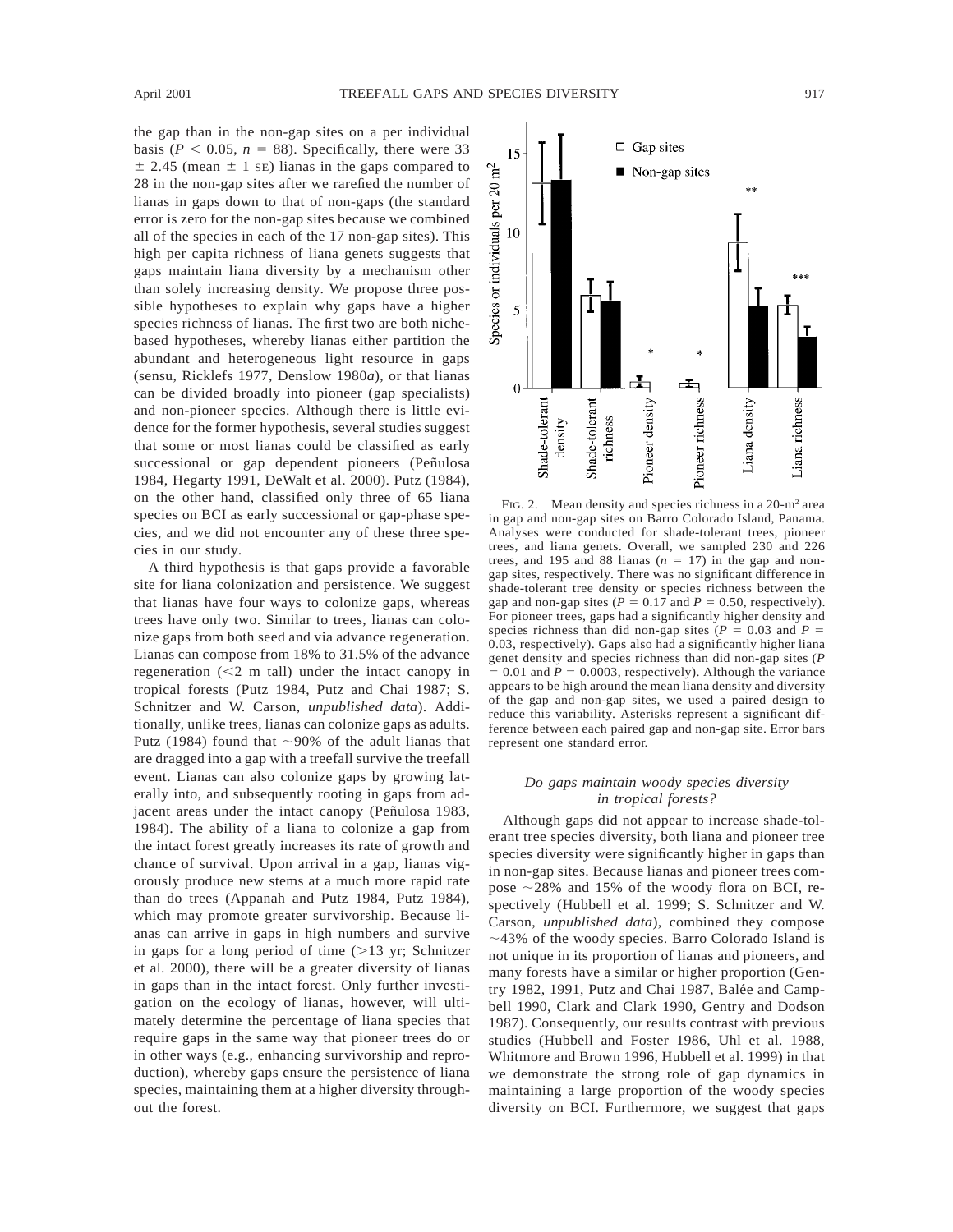the gap than in the non-gap sites on a per individual basis ($P < 0.05$, $n = 88$). Specifically, there were 33 $\pm$ 2.45 (mean $\pm$ 1 SE) lianas in the gaps compared to 28 in the non-gap sites after we rarefied the number of lianas in gaps down to that of non-gaps (the standard error is zero for the non-gap sites because we combined all of the species in each of the 17 non-gap sites). This high per capita richness of liana genets suggests that gaps maintain liana diversity by a mechanism other than solely increasing density. We propose three possible hypotheses to explain why gaps have a higher species richness of lianas. The first two are both niche-based hypotheses, whereby lianas either partition the abundant and heterogeneous light resource in gaps (sensu, Ricklefs 1977, Denslow 1980*a*), or that lianas can be divided broadly into pioneer (gap specialists) and non-pioneer species. Although there is little evidence for the former hypothesis, several studies suggest that some or most lianas could be classified as early successional or gap dependent pioneers (Peñulosa 1984, Hegarty 1991, DeWalt et al. 2000). Putz (1984), on the other hand, classified only three of 65 liana species on BCI as early successional or gap-phase species, and we did not encounter any of these three species in our study.

A third hypothesis is that gaps provide a favorable site for liana colonization and persistence. We suggest that lianas have four ways to colonize gaps, whereas trees have only two. Similar to trees, lianas can colonize gaps from both seed and via advance regeneration. Lianas can compose from 18% to 31.5% of the advance regeneration (<2 m tall) under the intact canopy in tropical forests (Putz 1984, Putz and Chai 1987; S. Schnitzer and W. Carson, *unpublished data*). Additionally, unlike trees, lianas can colonize gaps as adults. Putz (1984) found that ~90% of the adult lianas that are dragged into a gap with a treefall survive the treefall event. Lianas can also colonize gaps by growing laterally into, and subsequently rooting in gaps from adjacent areas under the intact canopy (Peñulosa 1983, 1984). The ability of a liana to colonize a gap from the intact forest greatly increases its rate of growth and chance of survival. Upon arrival in a gap, lianas vigorously produce new stems at a much more rapid rate than do trees (Appanah and Putz 1984, Putz 1984), which may promote greater survivorship. Because lianas can arrive in gaps in high numbers and survive in gaps for a long period of time (>13 yr; Schnitzer et al. 2000), there will be a greater diversity of lianas in gaps than in the intact forest. Only further investigation on the ecology of lianas, however, will ultimately determine the percentage of liana species that require gaps in the same way that pioneer trees do or in other ways (e.g., enhancing survivorship and reproduction), whereby gaps ensure the persistence of liana species, maintaining them at a higher diversity throughout the forest.

FIG. 2. Mean density and species richness in a 20-m$^2$ area in gap and non-gap sites on Barro Colorado Island, Panama. Analyses were conducted for shade-tolerant trees, pioneer trees, and liana genets. Overall, we sampled 230 and 226 trees, and 195 and 88 lianas ($n = 17$) in the gap and non-gap sites, respectively. There was no significant difference in shade-tolerant tree density or species richness between the gap and non-gap sites ($P = 0.17$ and $P = 0.50$, respectively). For pioneer trees, gaps had a significantly higher density and species richness than did non-gap sites ($P = 0.03$ and $P = 0.03$, respectively). Gaps also had a significantly higher liana genet density and species richness than did non-gap sites ($P = 0.01$ and $P = 0.0003$, respectively). Although the variance appears to be high around the mean liana density and diversity of the gap and non-gap sites, we used a paired design to reduce this variability. Asterisks represent a significant difference between each paired gap and non-gap site. Error bars represent one standard error.

### *Do gaps maintain woody species diversity in tropical forests?*

Although gaps did not appear to increase shade-tolerant tree species diversity, both liana and pioneer tree species diversity were significantly higher in gaps than in non-gap sites. Because lianas and pioneer trees compose ~28% and 15% of the woody flora on BCI, respectively (Hubbell et al. 1999; S. Schnitzer and W. Carson, *unpublished data*), combined they compose ~43% of the woody species. Barro Colorado Island is not unique in its proportion of lianas and pioneers, and many forests have a similar or higher proportion (Gentry 1982, 1991, Putz and Chai 1987, Balée and Campbell 1990, Clark and Clark 1990, Gentry and Dodson 1987). Consequently, our results contrast with previous studies (Hubbell and Foster 1986, Uhl et al. 1988, Whitmore and Brown 1996, Hubbell et al. 1999) in that we demonstrate the strong role of gap dynamics in maintaining a large proportion of the woody species diversity on BCI. Furthermore, we suggest that gaps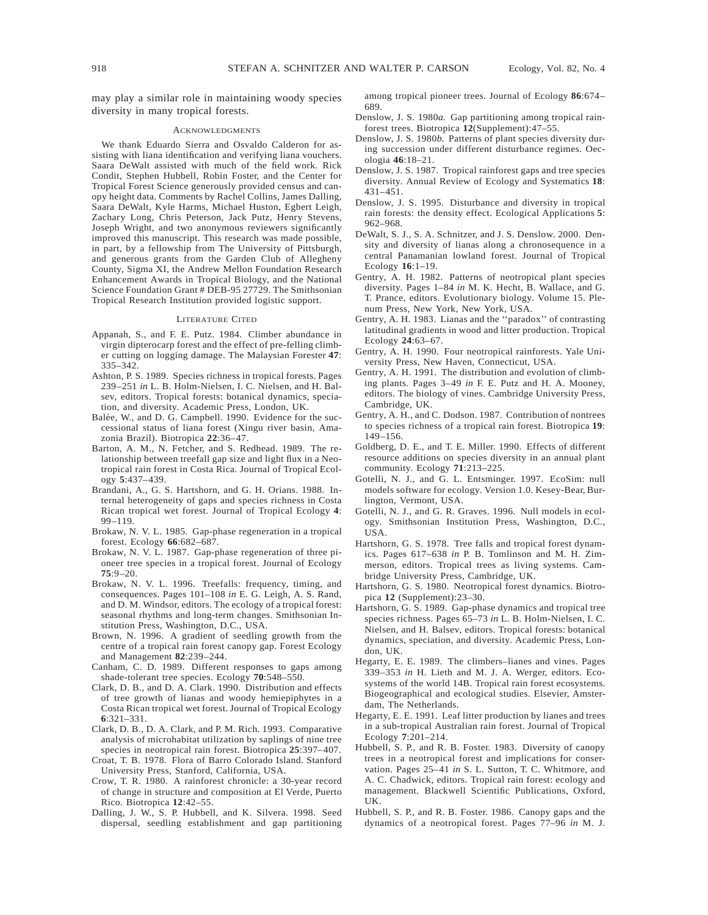may play a similar role in maintaining woody species diversity in many tropical forests.

## Acknowledgments

We thank Eduardo Sierra and Osvaldo Calderon for assisting with liana identification and verifying liana vouchers. Saara DeWalt assisted with much of the field work. Rick Condit, Stephen Hubbell, Robin Foster, and the Center for Tropical Forest Science generously provided census and canopy height data. Comments by Rachel Collins, James Dalling, Saara DeWalt, Kyle Harms, Michael Huston, Egbert Leigh, Zachary Long, Chris Peterson, Jack Putz, Henry Stevens, Joseph Wright, and two anonymous reviewers significantly improved this manuscript. This research was made possible, in part, by a fellowship from The University of Pittsburgh, and generous grants from the Garden Club of Allegheny County, Sigma XI, the Andrew Mellon Foundation Research Enhancement Awards in Tropical Biology, and the National Science Foundation Grant # DEB-95 27729. The Smithsonian Tropical Research Institution provided logistic support.

## Literature Cited

Appanah, S., and F. E. Putz. 1984. Climber abundance in virgin dipterocarp forest and the effect of pre-felling climber cutting on logging damage. The Malaysian Forester **47**: 335–342.

Ashton, P. S. 1989. Species richness in tropical forests. Pages 239–251 *in* L. B. Holm-Nielsen, I. C. Nielsen, and H. Balsev, editors. Tropical forests: botanical dynamics, speciation, and diversity. Academic Press, London, UK.

Balée, W., and D. G. Campbell. 1990. Evidence for the successional status of liana forest (Xingu river basin, Amazonia Brazil). Biotropica **22**:36–47.

Barton, A. M., N. Fetcher, and S. Redhead. 1989. The relationship between treefall gap size and light flux in a Neotropical rain forest in Costa Rica. Journal of Tropical Ecology **5**:437–439.

Brandani, A., G. S. Hartshorn, and G. H. Orians. 1988. Internal heterogeneity of gaps and species richness in Costa Rican tropical wet forest. Journal of Tropical Ecology **4**: 99–119.

Brokaw, N. V. L. 1985. Gap-phase regeneration in a tropical forest. Ecology **66**:682–687.

Brokaw, N. V. L. 1987. Gap-phase regeneration of three pioneer tree species in a tropical forest. Journal of Ecology **75**:9–20.

Brokaw, N. V. L. 1996. Treefalls: frequency, timing, and consequences. Pages 101–108 *in* E. G. Leigh, A. S. Rand, and D. M. Windsor, editors. The ecology of a tropical forest: seasonal rhythms and long-term changes. Smithsonian Institution Press, Washington, D.C., USA.

Brown, N. 1996. A gradient of seedling growth from the centre of a tropical rain forest canopy gap. Forest Ecology and Management **82**:239–244.

Canham, C. D. 1989. Different responses to gaps among shade-tolerant tree species. Ecology **70**:548–550.

Clark, D. B., and D. A. Clark. 1990. Distribution and effects of tree growth of lianas and woody hemiepiphytes in a Costa Rican tropical wet forest. Journal of Tropical Ecology **6**:321–331.

Clark, D. B., D. A. Clark, and P. M. Rich. 1993. Comparative analysis of microhabitat utilization by saplings of nine tree species in neotropical rain forest. Biotropica **25**:397–407.

Croat, T. B. 1978. Flora of Barro Colorado Island. Stanford University Press, Stanford, California, USA.

Crow, T. R. 1980. A rainforest chronicle: a 30-year record of change in structure and composition at El Verde, Puerto Rico. Biotropica **12**:42–55.

Dalling, J. W., S. P. Hubbell, and K. Silvera. 1998. Seed dispersal, seedling establishment and gap partitioning among tropical pioneer trees. Journal of Ecology **86**:674–689.

Denslow, J. S. 1980*a*. Gap partitioning among tropical rainforest trees. Biotropica **12**(Supplement):47–55.

Denslow, J. S. 1980*b*. Patterns of plant species diversity during succession under different disturbance regimes. Oecologia **46**:18–21.

Denslow, J. S. 1987. Tropical rainforest gaps and tree species diversity. Annual Review of Ecology and Systematics **18**: 431–451.

Denslow, J. S. 1995. Disturbance and diversity in tropical rain forests: the density effect. Ecological Applications **5**: 962–968.

DeWalt, S. J., S. A. Schnitzer, and J. S. Denslow. 2000. Density and diversity of lianas along a chronosequence in a central Panamanian lowland forest. Journal of Tropical Ecology **16**:1–19.

Gentry, A. H. 1982. Patterns of neotropical plant species diversity. Pages 1–84 *in* M. K. Hecht, B. Wallace, and G. T. Prance, editors. Evolutionary biology. Volume 15. Plenum Press, New York, New York, USA.

Gentry, A. H. 1983. Lianas and the ''paradox'' of contrasting latitudinal gradients in wood and litter production. Tropical Ecology **24**:63–67.

Gentry, A. H. 1990. Four neotropical rainforests. Yale University Press, New Haven, Connecticut, USA.

Gentry, A. H. 1991. The distribution and evolution of climbing plants. Pages 3–49 *in* F. E. Putz and H. A. Mooney, editors. The biology of vines. Cambridge University Press, Cambridge, UK.

Gentry, A. H., and C. Dodson. 1987. Contribution of nontrees to species richness of a tropical rain forest. Biotropica **19**: 149–156.

Goldberg, D. E., and T. E. Miller. 1990. Effects of different resource additions on species diversity in an annual plant community. Ecology **71**:213–225.

Gotelli, N. J., and G. L. Entsminger. 1997. EcoSim: null models software for ecology. Version 1.0. Kesey-Bear, Burlington, Vermont, USA.

Gotelli, N. J., and G. R. Graves. 1996. Null models in ecology. Smithsonian Institution Press, Washington, D.C., USA.

Hartshorn, G. S. 1978. Tree falls and tropical forest dynamics. Pages 617–638 *in* P. B. Tomlinson and M. H. Zimmerson, editors. Tropical trees as living systems. Cambridge University Press, Cambridge, UK.

Hartshorn, G. S. 1980. Neotropical forest dynamics. Biotropica **12** (Supplement):23–30.

Hartshorn, G. S. 1989. Gap-phase dynamics and tropical tree species richness. Pages 65–73 *in* L. B. Holm-Nielsen, I. C. Nielsen, and H. Balsev, editors. Tropical forests: botanical dynamics, speciation, and diversity. Academic Press, London, UK.

Hegarty, E. E. 1989. The climbers–lianes and vines. Pages 339–353 *in* H. Lieth and M. J. A. Werger, editors. Ecosystems of the world 14B. Tropical rain forest ecosystems. Biogeographical and ecological studies. Elsevier, Amsterdam, The Netherlands.

Hegarty, E. E. 1991. Leaf litter production by lianes and trees in a sub-tropical Australian rain forest. Journal of Tropical Ecology **7**:201–214.

Hubbell, S. P., and R. B. Foster. 1983. Diversity of canopy trees in a neotropical forest and implications for conservation. Pages 25–41 *in* S. L. Sutton, T. C. Whitmore, and A. C. Chadwick, editors. Tropical rain forest: ecology and management. Blackwell Scientific Publications, Oxford, UK.

Hubbell, S. P., and R. B. Foster. 1986. Canopy gaps and the dynamics of a neotropical forest. Pages 77–96 *in* M. J.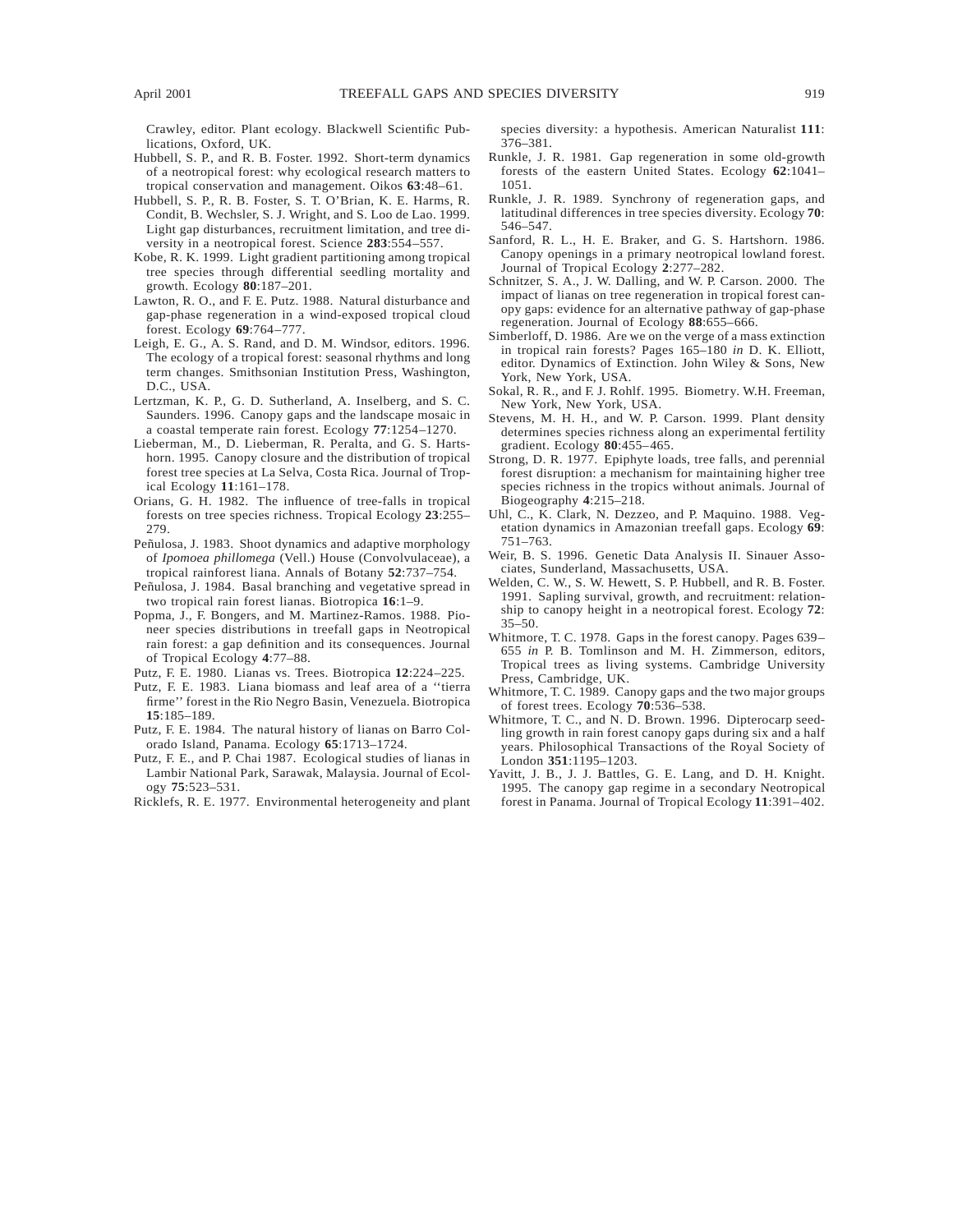Crawley, editor. Plant ecology. Blackwell Scientific Publications, Oxford, UK.

Hubbell, S. P., and R. B. Foster. 1992. Short-term dynamics of a neotropical forest: why ecological research matters to tropical conservation and management. Oikos **63**:48–61.

Hubbell, S. P., R. B. Foster, S. T. O'Brian, K. E. Harms, R. Condit, B. Wechsler, S. J. Wright, and S. Loo de Lao. 1999. Light gap disturbances, recruitment limitation, and tree diversity in a neotropical forest. Science **283**:554–557.

Kobe, R. K. 1999. Light gradient partitioning among tropical tree species through differential seedling mortality and growth. Ecology **80**:187–201.

Lawton, R. O., and F. E. Putz. 1988. Natural disturbance and gap-phase regeneration in a wind-exposed tropical cloud forest. Ecology **69**:764–777.

Leigh, E. G., A. S. Rand, and D. M. Windsor, editors. 1996. The ecology of a tropical forest: seasonal rhythms and long term changes. Smithsonian Institution Press, Washington, D.C., USA.

Lertzman, K. P., G. D. Sutherland, A. Inselberg, and S. C. Saunders. 1996. Canopy gaps and the landscape mosaic in a coastal temperate rain forest. Ecology **77**:1254–1270.

Lieberman, M., D. Lieberman, R. Peralta, and G. S. Hartshorn. 1995. Canopy closure and the distribution of tropical forest tree species at La Selva, Costa Rica. Journal of Tropical Ecology **11**:161–178.

Orians, G. H. 1982. The influence of tree-falls in tropical forests on tree species richness. Tropical Ecology **23**:255–279.

Peñulosa, J. 1983. Shoot dynamics and adaptive morphology of *Ipomoea phillomega* (Vell.) House (Convolvulaceae), a tropical rainforest liana. Annals of Botany **52**:737–754.

Peñulosa, J. 1984. Basal branching and vegetative spread in two tropical rain forest lianas. Biotropica **16**:1–9.

Popma, J., F. Bongers, and M. Martinez-Ramos. 1988. Pioneer species distributions in treefall gaps in Neotropical rain forest: a gap definition and its consequences. Journal of Tropical Ecology **4**:77–88.

Putz, F. E. 1980. Lianas vs. Trees. Biotropica **12**:224–225.

Putz, F. E. 1983. Liana biomass and leaf area of a ''tierra firme'' forest in the Rio Negro Basin, Venezuela. Biotropica **15**:185–189.

Putz, F. E. 1984. The natural history of lianas on Barro Colorado Island, Panama. Ecology **65**:1713–1724.

Putz, F. E., and P. Chai 1987. Ecological studies of lianas in Lambir National Park, Sarawak, Malaysia. Journal of Ecology **75**:523–531.

Ricklefs, R. E. 1977. Environmental heterogeneity and plant species diversity: a hypothesis. American Naturalist **111**:376–381.

Runkle, J. R. 1981. Gap regeneration in some old-growth forests of the eastern United States. Ecology **62**:1041–1051.

Runkle, J. R. 1989. Synchrony of regeneration gaps, and latitudinal differences in tree species diversity. Ecology **70**:546–547.

Sanford, R. L., H. E. Braker, and G. S. Hartshorn. 1986. Canopy openings in a primary neotropical lowland forest. Journal of Tropical Ecology **2**:277–282.

Schnitzer, S. A., J. W. Dalling, and W. P. Carson. 2000. The impact of lianas on tree regeneration in tropical forest canopy gaps: evidence for an alternative pathway of gap-phase regeneration. Journal of Ecology **88**:655–666.

Simberloff, D. 1986. Are we on the verge of a mass extinction in tropical rain forests? Pages 165–180 *in* D. K. Elliott, editor. Dynamics of Extinction. John Wiley & Sons, New York, New York, USA.

Sokal, R. R., and F. J. Rohlf. 1995. Biometry. W.H. Freeman, New York, New York, USA.

Stevens, M. H. H., and W. P. Carson. 1999. Plant density determines species richness along an experimental fertility gradient. Ecology **80**:455–465.

Strong, D. R. 1977. Epiphyte loads, tree falls, and perennial forest disruption: a mechanism for maintaining higher tree species richness in the tropics without animals. Journal of Biogeography **4**:215–218.

Uhl, C., K. Clark, N. Dezzeo, and P. Maquino. 1988. Vegetation dynamics in Amazonian treefall gaps. Ecology **69**:751–763.

Weir, B. S. 1996. Genetic Data Analysis II. Sinauer Associates, Sunderland, Massachusetts, USA.

Welden, C. W., S. W. Hewett, S. P. Hubbell, and R. B. Foster. 1991. Sapling survival, growth, and recruitment: relationship to canopy height in a neotropical forest. Ecology **72**:35–50.

Whitmore, T. C. 1978. Gaps in the forest canopy. Pages 639–655 *in* P. B. Tomlinson and M. H. Zimmerson, editors, Tropical trees as living systems. Cambridge University Press, Cambridge, UK.

Whitmore, T. C. 1989. Canopy gaps and the two major groups of forest trees. Ecology **70**:536–538.

Whitmore, T. C., and N. D. Brown. 1996. Dipterocarp seedling growth in rain forest canopy gaps during six and a half years. Philosophical Transactions of the Royal Society of London **351**:1195–1203.

Yavitt, J. B., J. J. Battles, G. E. Lang, and D. H. Knight. 1995. The canopy gap regime in a secondary Neotropical forest in Panama. Journal of Tropical Ecology **11**:391–402.